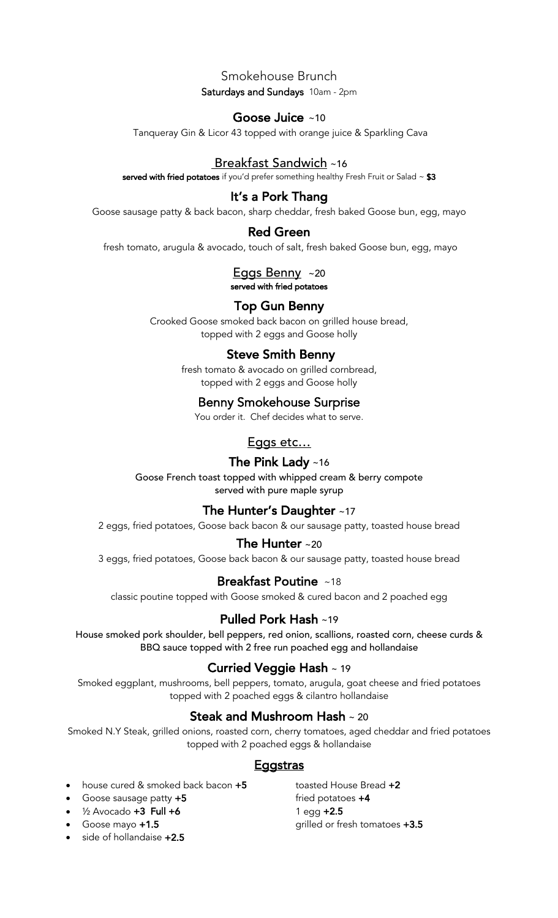# Smokehouse Brunch

**Saturdays and Sundays** 10am - 2pm

## Goose Juice ~10

Tanqueray Gin & Licor 43 topped with orange juice & Sparkling Cava

## Breakfast Sandwich ~16

**served with fried potatoes** if you'd prefer something healthy Fresh Fruit or Salad ~ **$3**

### It's a Pork Thang

Goose sausage patty & back bacon, sharp cheddar, fresh baked Goose bun, egg, mayo

### Red Green

fresh tomato, arugula & avocado, touch of salt, fresh baked Goose bun, egg, mayo

## Eggs Benny ~20

**served with fried potatoes**

### Top Gun Benny

Crooked Goose smoked back bacon on grilled house bread,
topped with 2 eggs and Goose holly

### Steve Smith Benny

fresh tomato & avocado on grilled cornbread,
topped with 2 eggs and Goose holly

### Benny Smokehouse Surprise

You order it. Chef decides what to serve.

## Eggs etc…

### The Pink Lady ~16

Goose French toast topped with whipped cream & berry compote
served with pure maple syrup

### The Hunter's Daughter ~17

2 eggs, fried potatoes, Goose back bacon & our sausage patty, toasted house bread

### The Hunter ~20

3 eggs, fried potatoes, Goose back bacon & our sausage patty, toasted house bread

### Breakfast Poutine ~18

classic poutine topped with Goose smoked & cured bacon and 2 poached egg

### Pulled Pork Hash ~19

House smoked pork shoulder, bell peppers, red onion, scallions, roasted corn, cheese curds & BBQ sauce topped with 2 free run poached egg and hollandaise

### Curried Veggie Hash ~ 19

Smoked eggplant, mushrooms, bell peppers, tomato, arugula, goat cheese and fried potatoes topped with 2 poached eggs & cilantro hollandaise

### Steak and Mushroom Hash ~ 20

Smoked N.Y Steak, grilled onions, roasted corn, cherry tomatoes, aged cheddar and fried potatoes topped with 2 poached eggs & hollandaise

## Eggstras

- house cured & smoked back bacon **+5**
- Goose sausage patty **+5**
- ½ Avocado **+3 Full +6**
- Goose mayo **+1.5**
- side of hollandaise **+2.5**

toasted House Bread **+2**
fried potatoes **+4**
1 egg **+2.5**
grilled or fresh tomatoes **+3.5**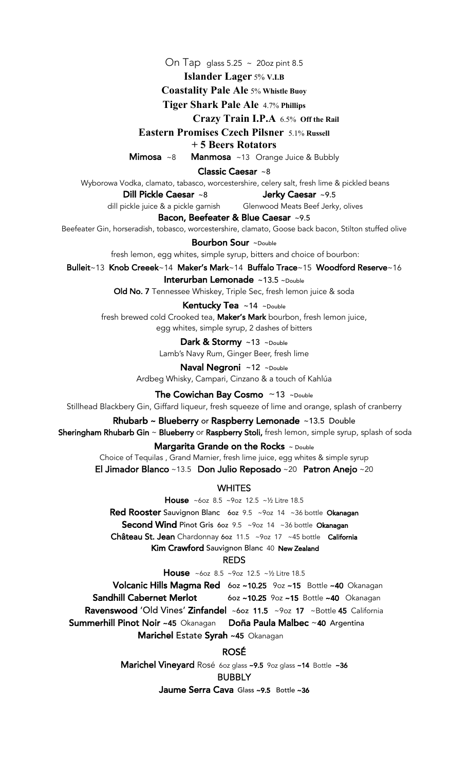On Tap glass 5.25 ~ 20oz pint 8.5

**Islander Lager 5% V.I.B**

**Coastality Pale Ale 5% Whistle Buoy**

**Tiger Shark Pale Ale 4.7% Phillips**

**Crazy Train I.P.A 6.5% Off the Rail**

**Eastern Promises Czech Pilsner 5.1% Russell**

**+ 5 Beers Rotators**

**Mimosa** ~8 **Manmosa** ~13 Orange Juice & Bubbly

**Classic Caesar** ~8

Wyborowa Vodka, clamato, tabasco, worcestershire, celery salt, fresh lime & pickled beans

**Dill Pickle Caesar** ~8 — dill pickle juice & a pickle garnish

**Jerky Caesar** ~9.5 — Glenwood Meats Beef Jerky, olives

**Bacon, Beefeater & Blue Caesar** ~9.5

Beefeater Gin, horseradish, tobasco, worcestershire, clamato, Goose back bacon, Stilton stuffed olive

**Bourbon Sour** ~Double

fresh lemon, egg whites, simple syrup, bitters and choice of bourbon:

**Bulleit**~13 **Knob Creeek**~14 **Maker's Mark**~14 **Buffalo Trace**~15 **Woodford Reserve**~16

**Interurban Lemonade** ~13.5 ~Double

**Old No. 7** Tennessee Whiskey, Triple Sec, fresh lemon juice & soda

**Kentucky Tea** ~14 ~Double

fresh brewed cold Crooked tea, **Maker's Mark** bourbon, fresh lemon juice, egg whites, simple syrup, 2 dashes of bitters

**Dark & Stormy** ~13 ~Double

Lamb's Navy Rum, Ginger Beer, fresh lime

**Naval Negroni** ~12 ~Double

Ardbeg Whisky, Campari, Cinzano & a touch of Kahlúa

**The Cowichan Bay Cosmo** ~13 ~Double

Stillhead Blackberry Gin, Giffard liqueur, fresh squeeze of lime and orange, splash of cranberry

**Rhubarb ~ Blueberry** or **Raspberry Lemonade** ~13.5 Double

**Sheringham Rhubarb Gin** ~ **Blueberry** or **Raspberry Stoli,** fresh lemon, simple syrup, splash of soda

**Margarita Grande on the Rocks** ~ Double

Choice of Tequilas , Grand Marnier, fresh lime juice, egg whites & simple syrup

**El Jimador Blanco** ~13.5 **Don Julio Reposado** ~20 **Patron Anejo** ~20

## WHITES

**House** ~6oz 8.5 ~9oz 12.5 ~½ Litre 18.5

**Red Rooster** Sauvignon Blanc 6oz 9.5 ~9oz 14 ~36 bottle **Okanagan**

**Second Wind** Pinot Gris 6oz 9.5 ~9oz 14 ~36 bottle **Okanagan**

**Château St. Jean** Chardonnay 6oz 11.5 ~9oz 17 ~45 bottle **California**

**Kim Crawford** Sauvignon Blanc 40 **New Zealand**

## REDS

**House** ~6oz 8.5 ~9oz 12.5 ~½ Litre 18.5

**Volcanic Hills Magma Red** 6oz ~10.25 9oz ~15 Bottle ~40 Okanagan

**Sandhill Cabernet Merlot** 6oz ~10.25 9oz ~15 Bottle ~40 Okanagan

**Ravenswood** 'Old Vines' **Zinfandel** ~6oz 11.5 ~9oz 17 ~Bottle 45 California

**Summerhill Pinot Noir** ~45 Okanagan **Doña Paula Malbec** ~40 Argentina

**Marichel** Estate **Syrah** ~45 Okanagan

## ROSÉ

**Marichel Vineyard** Rosé 6oz glass ~9.5 9oz glass ~14 Bottle ~36

## BUBBLY

**Jaume Serra Cava** Glass ~9.5 Bottle ~36